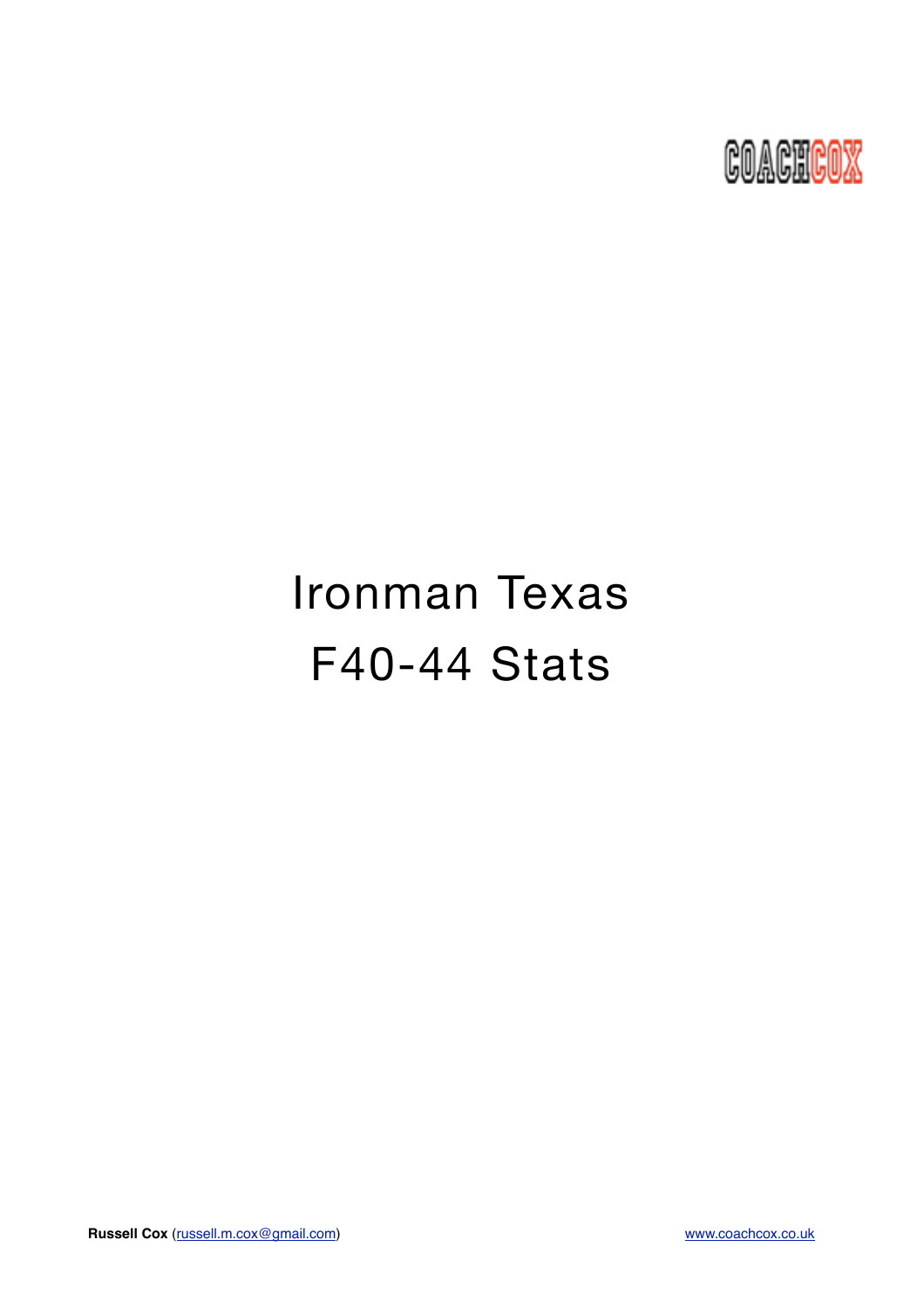COACHCOX

# Ironman Texas

# F40-44 Stats

**Russell Cox** (russell.m.cox@gmail.com) www.coachcox.co.uk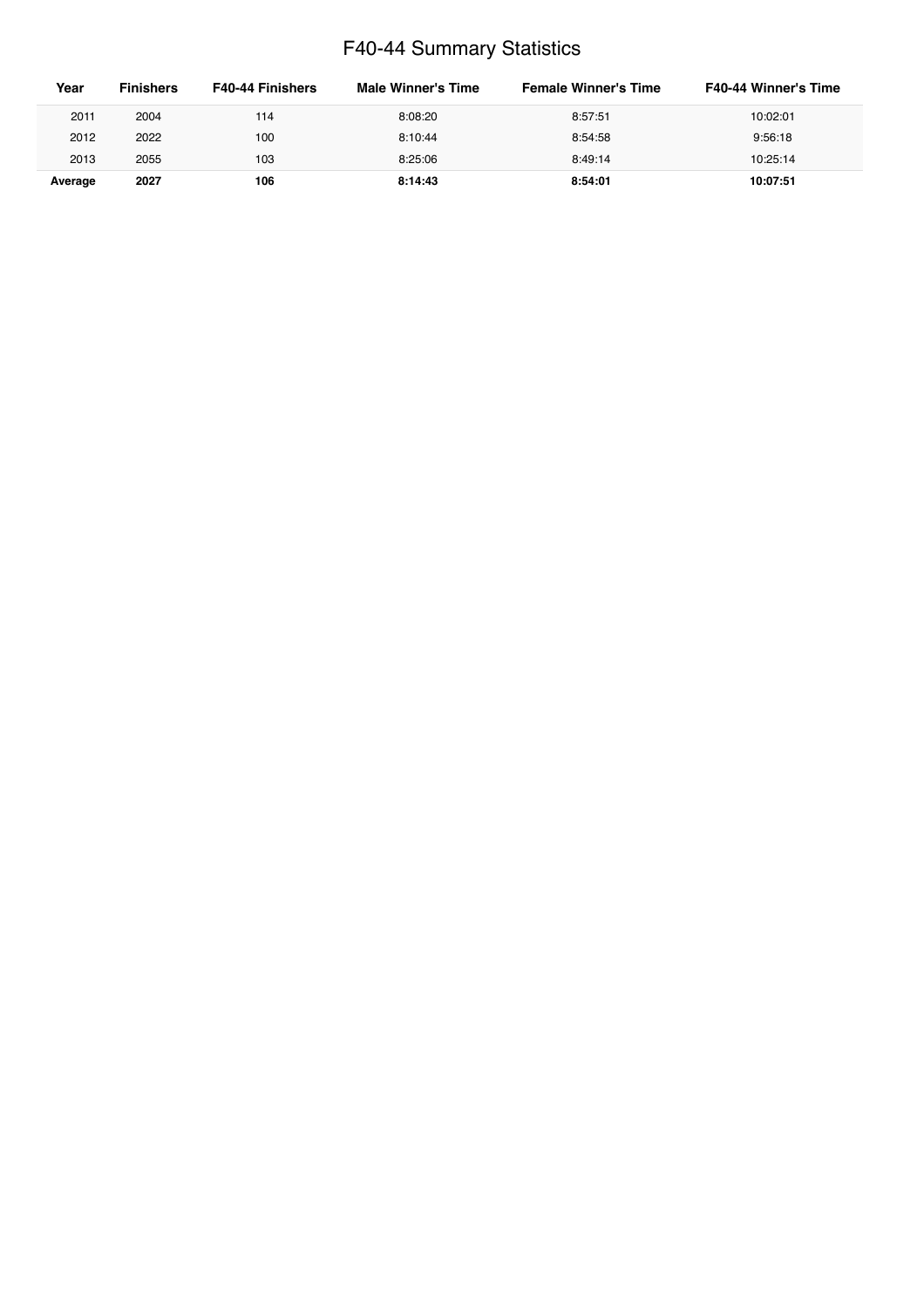# F40-44 Summary Statistics

| Year | Finishers | F40-44 Finishers | Male Winner's Time | Female Winner's Time | F40-44 Winner's Time |
|---|---|---|---|---|---|
| 2011 | 2004 | 114 | 8:08:20 | 8:57:51 | 10:02:01 |
| 2012 | 2022 | 100 | 8:10:44 | 8:54:58 | 9:56:18 |
| 2013 | 2055 | 103 | 8:25:06 | 8:49:14 | 10:25:14 |
| **Average** | **2027** | **106** | **8:14:43** | **8:54:01** | **10:07:51** |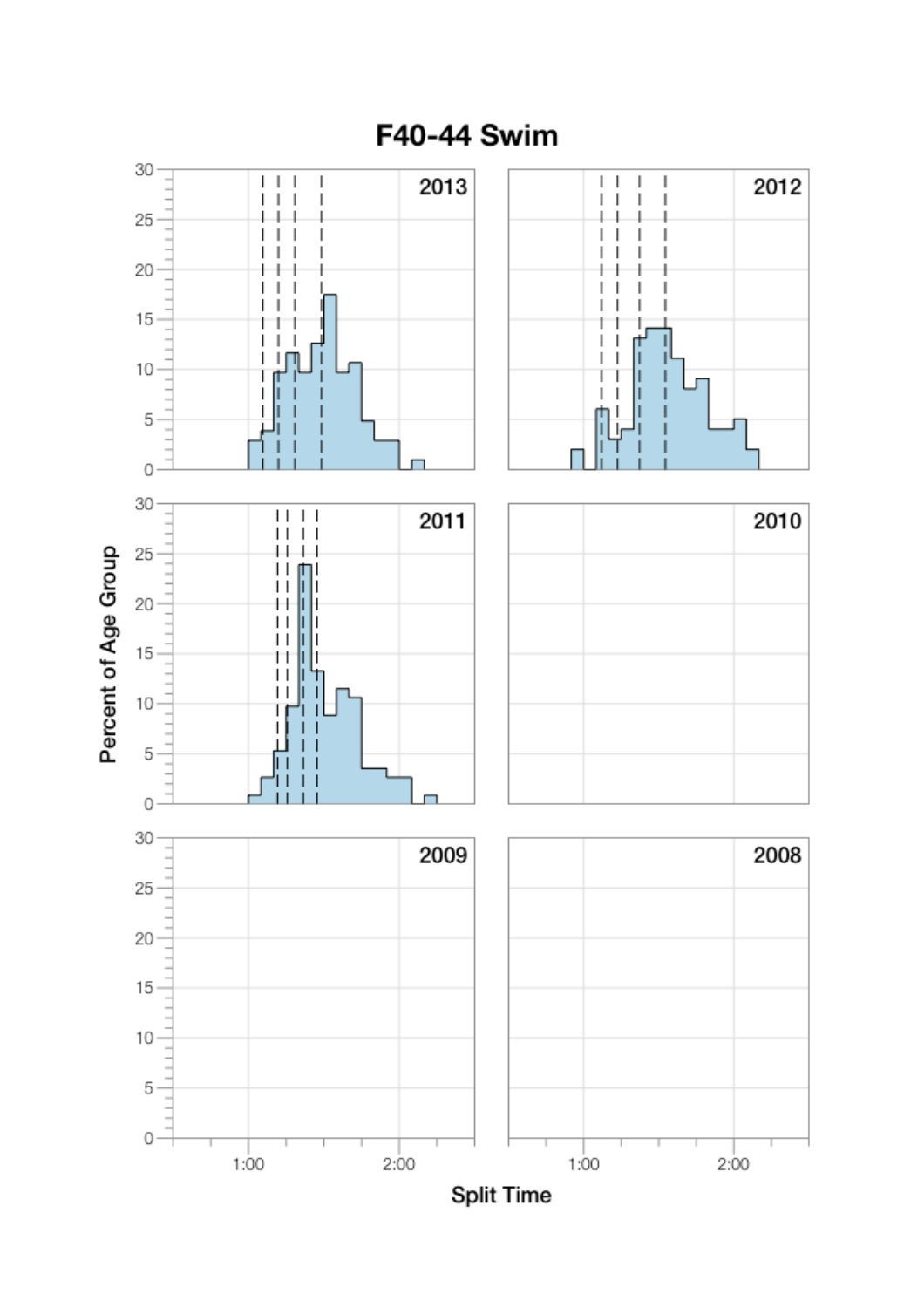# F40-44 Swim

Percent of Age Group

2013

2012

2011

2010

2009

2008

Split Time

1:00 2:00 1:00 2:00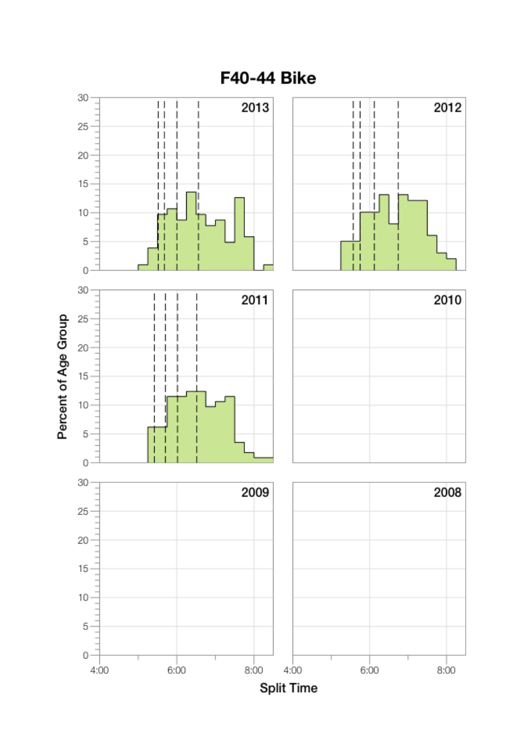# F40-44 Bike

2013

2012

2011

2010

2009

2008

Percent of Age Group

Split Time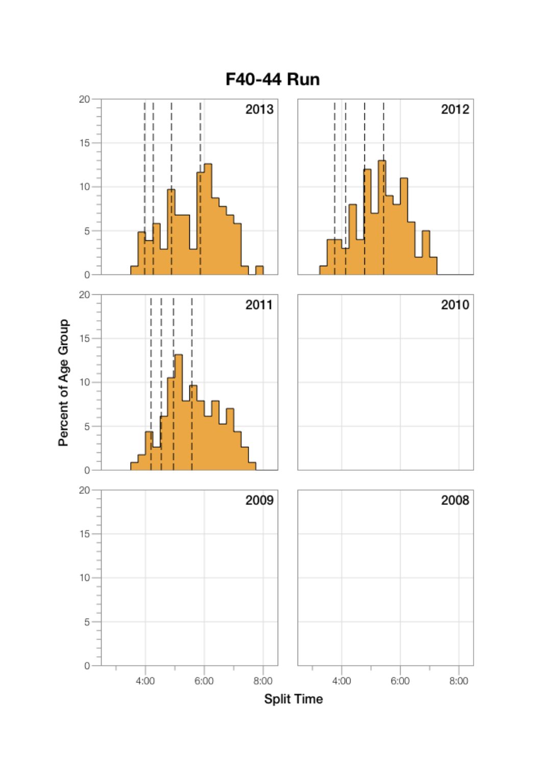# F40-44 Run

| Panel | Year |
|---|---|
| Top left | 2013 |
| Top right | 2012 |
| Middle left | 2011 |
| Middle right | 2010 |
| Bottom left | 2009 |
| Bottom right | 2008 |

Percent of Age Group

Split Time

4:00 6:00 8:00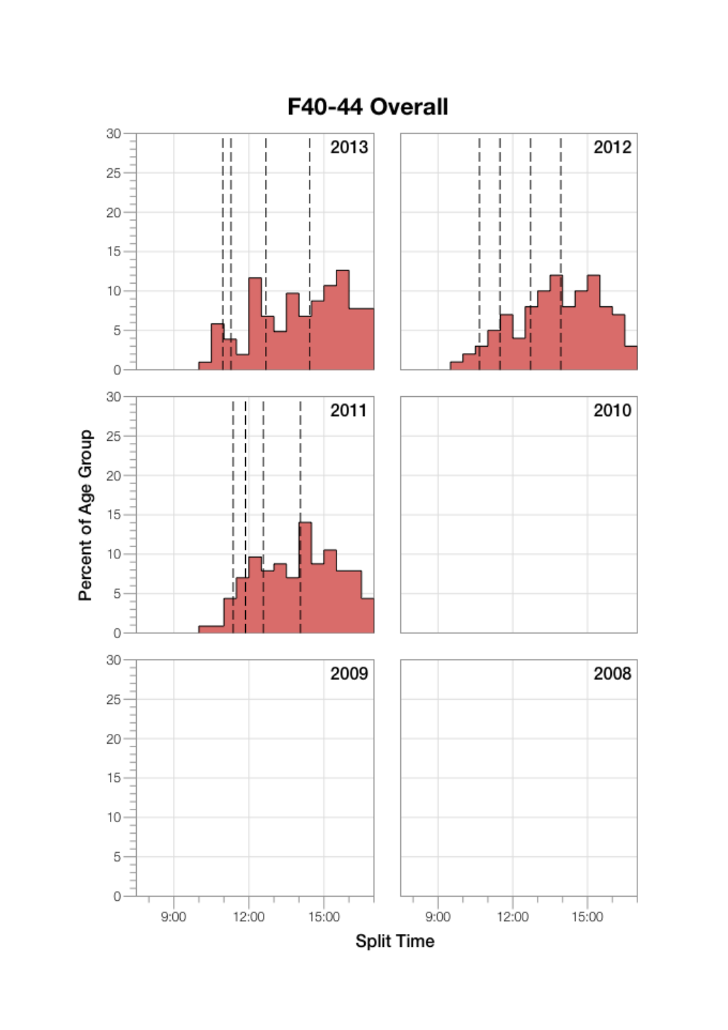# F40-44 Overall

Percent of Age Group

2013

2012

2011

2010

2009

2008

Split Time

9:00 12:00 15:00

9:00 12:00 15:00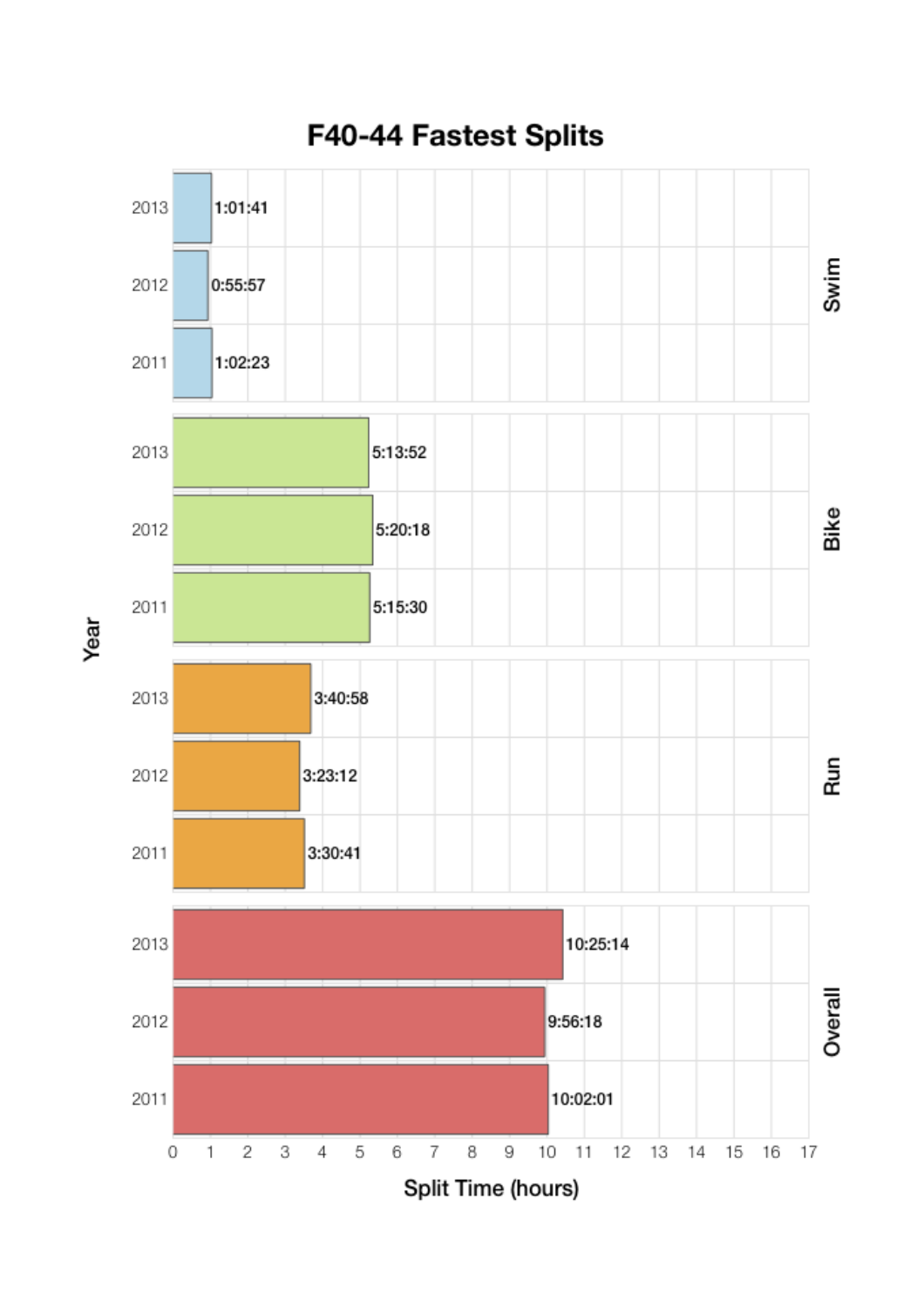# F40-44 Fastest Splits

| Segment | Year | Split Time |
|---|---|---|
| Swim | 2013 | 1:01:41 |
| Swim | 2012 | 0:55:57 |
| Swim | 2011 | 1:02:23 |
| Bike | 2013 | 5:13:52 |
| Bike | 2012 | 5:20:18 |
| Bike | 2011 | 5:15:30 |
| Run | 2013 | 3:40:58 |
| Run | 2012 | 3:23:12 |
| Run | 2011 | 3:30:41 |
| Overall | 2013 | 10:25:14 |
| Overall | 2012 | 9:56:18 |
| Overall | 2011 | 10:02:01 |

Split Time (hours)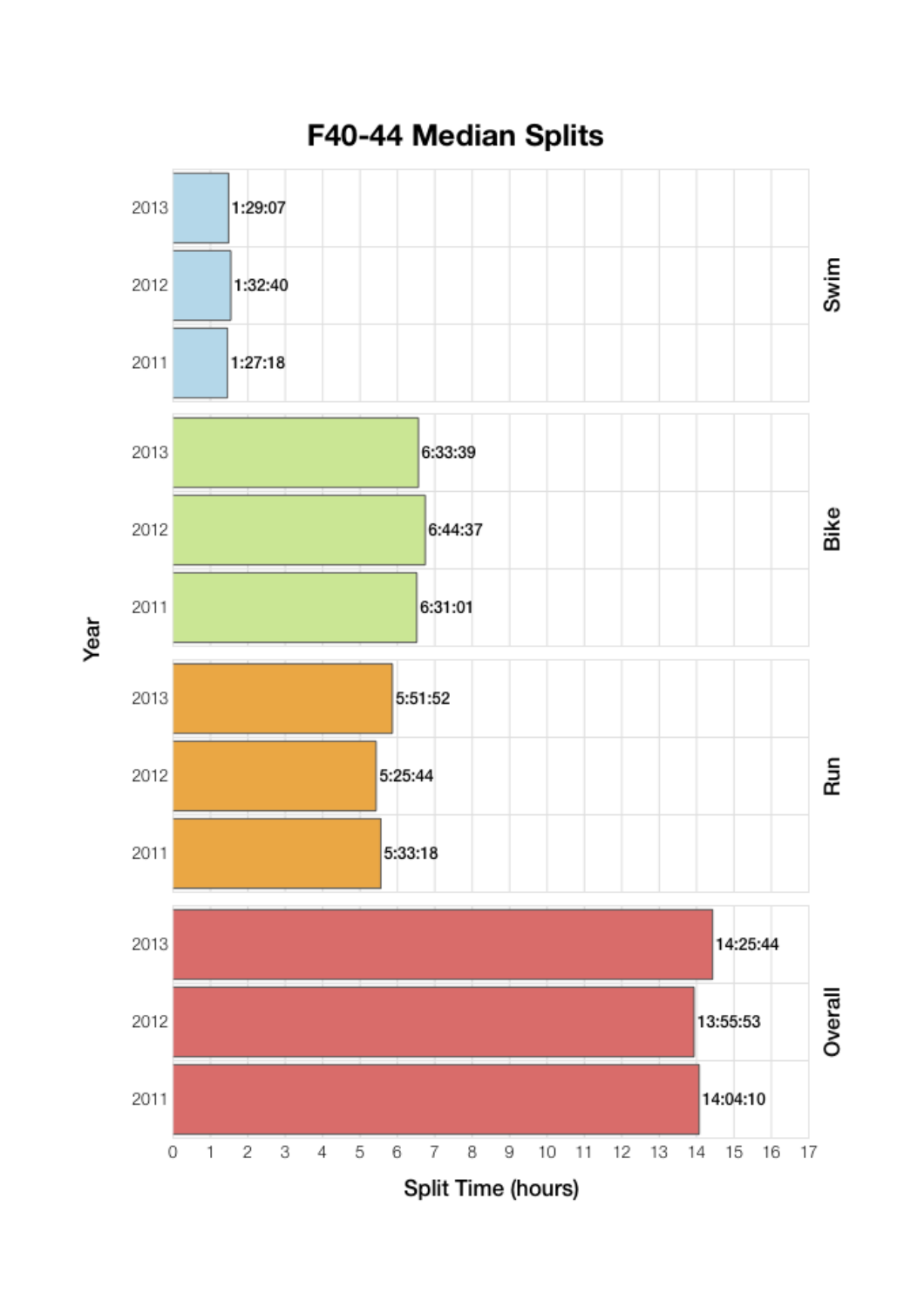# F40-44 Median Splits

| Split | Year | Split Time |
|---|---|---|
| Swim | 2013 | 1:29:07 |
| Swim | 2012 | 1:32:40 |
| Swim | 2011 | 1:27:18 |
| Bike | 2013 | 6:33:39 |
| Bike | 2012 | 6:44:37 |
| Bike | 2011 | 6:31:01 |
| Run | 2013 | 5:51:52 |
| Run | 2012 | 5:25:44 |
| Run | 2011 | 5:33:18 |
| Overall | 2013 | 14:25:44 |
| Overall | 2012 | 13:55:53 |
| Overall | 2011 | 14:04:10 |

Year

Split Time (hours)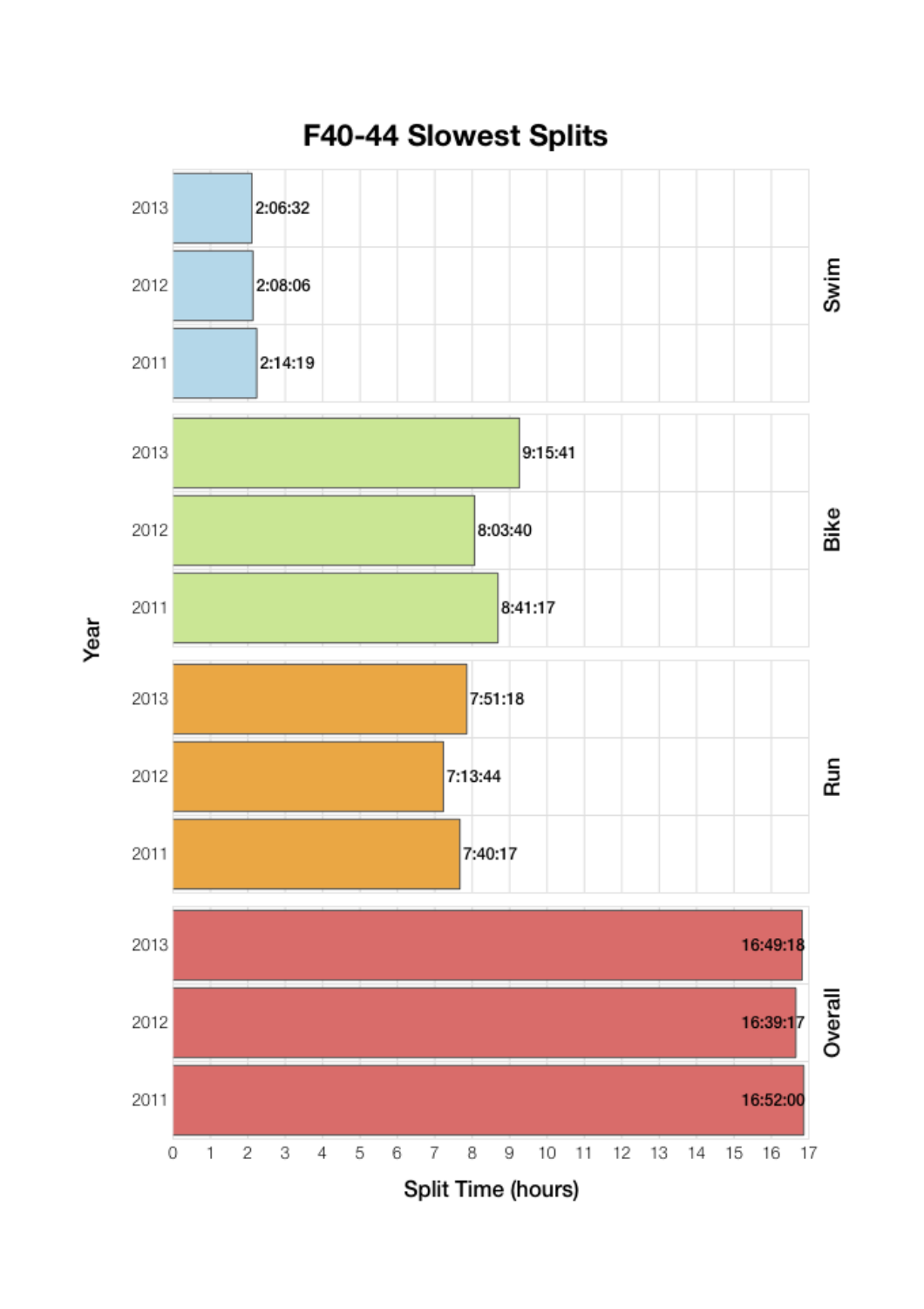# F40-44 Slowest Splits

| Split | Year | Split Time |
| --- | --- | --- |
| Swim | 2013 | 2:06:32 |
| Swim | 2012 | 2:08:06 |
| Swim | 2011 | 2:14:19 |
| Bike | 2013 | 9:15:41 |
| Bike | 2012 | 8:03:40 |
| Bike | 2011 | 8:41:17 |
| Run | 2013 | 7:51:18 |
| Run | 2012 | 7:13:44 |
| Run | 2011 | 7:40:17 |
| Overall | 2013 | 16:49:18 |
| Overall | 2012 | 16:39:17 |
| Overall | 2011 | 16:52:00 |

Year

Split Time (hours)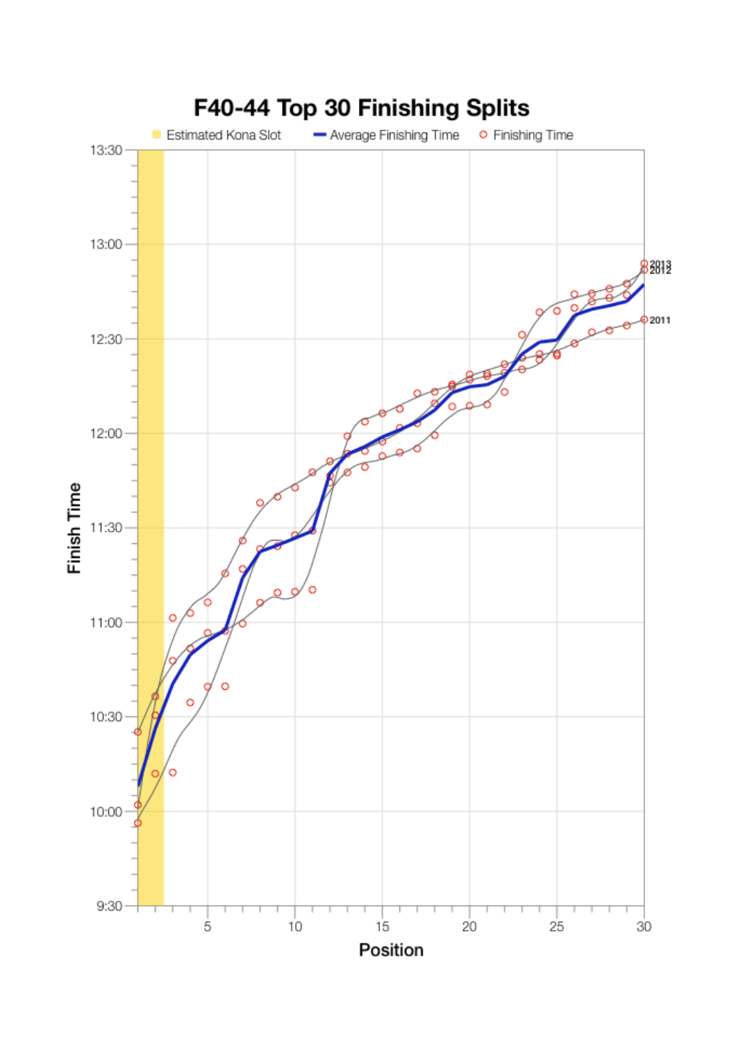# F40-44 Top 30 Finishing Splits

Estimated Kona Slot | Average Finishing Time | Finishing Time

Finish Time: 9:30, 10:00, 10:30, 11:00, 11:30, 12:00, 12:30, 13:00, 13:30

Position: 5, 10, 15, 20, 25, 30

2013
2012
2011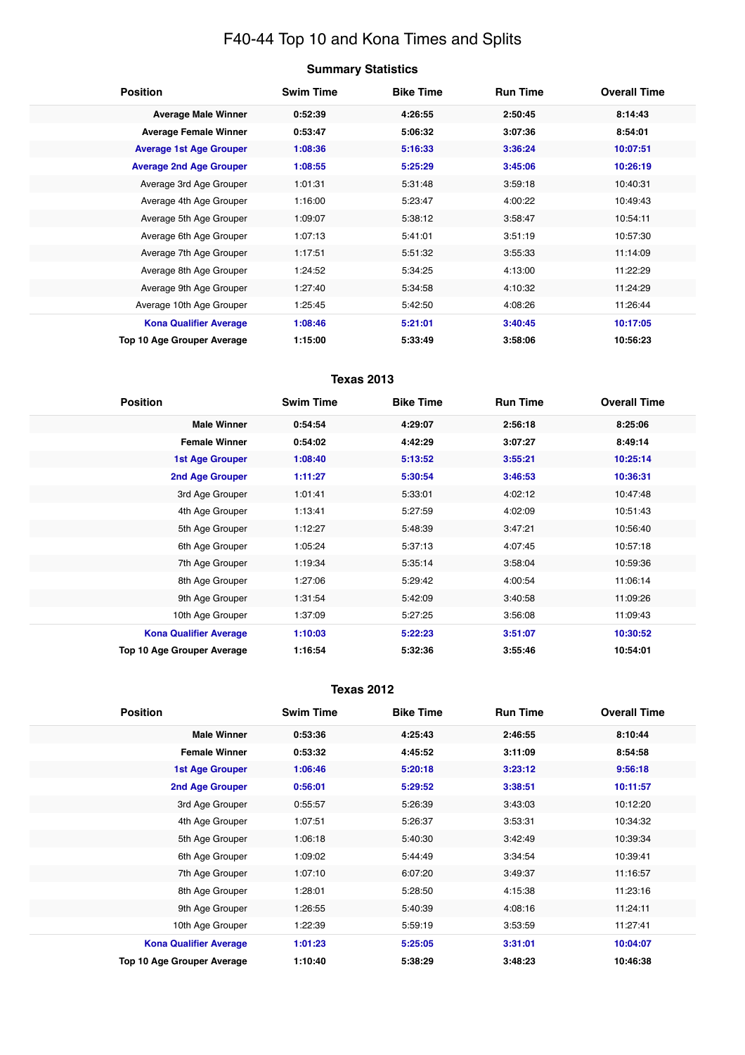# F40-44 Top 10 and Kona Times and Splits

## Summary Statistics

| Position | Swim Time | Bike Time | Run Time | Overall Time |
|---|---|---|---|---|
| **Average Male Winner** | **0:52:39** | **4:26:55** | **2:50:45** | **8:14:43** |
| **Average Female Winner** | **0:53:47** | **5:06:32** | **3:07:36** | **8:54:01** |
| **Average 1st Age Grouper** | **1:08:36** | **5:16:33** | **3:36:24** | **10:07:51** |
| **Average 2nd Age Grouper** | **1:08:55** | **5:25:29** | **3:45:06** | **10:26:19** |
| Average 3rd Age Grouper | 1:01:31 | 5:31:48 | 3:59:18 | 10:40:31 |
| Average 4th Age Grouper | 1:16:00 | 5:23:47 | 4:00:22 | 10:49:43 |
| Average 5th Age Grouper | 1:09:07 | 5:38:12 | 3:58:47 | 10:54:11 |
| Average 6th Age Grouper | 1:07:13 | 5:41:01 | 3:51:19 | 10:57:30 |
| Average 7th Age Grouper | 1:17:51 | 5:51:32 | 3:55:33 | 11:14:09 |
| Average 8th Age Grouper | 1:24:52 | 5:34:25 | 4:13:00 | 11:22:29 |
| Average 9th Age Grouper | 1:27:40 | 5:34:58 | 4:10:32 | 11:24:29 |
| Average 10th Age Grouper | 1:25:45 | 5:42:50 | 4:08:26 | 11:26:44 |
| **Kona Qualifier Average** | **1:08:46** | **5:21:01** | **3:40:45** | **10:17:05** |
| **Top 10 Age Grouper Average** | **1:15:00** | **5:33:49** | **3:58:06** | **10:56:23** |

## Texas 2013

| Position | Swim Time | Bike Time | Run Time | Overall Time |
|---|---|---|---|---|
| **Male Winner** | **0:54:54** | **4:29:07** | **2:56:18** | **8:25:06** |
| **Female Winner** | **0:54:02** | **4:42:29** | **3:07:27** | **8:49:14** |
| **1st Age Grouper** | **1:08:40** | **5:13:52** | **3:55:21** | **10:25:14** |
| **2nd Age Grouper** | **1:11:27** | **5:30:54** | **3:46:53** | **10:36:31** |
| 3rd Age Grouper | 1:01:41 | 5:33:01 | 4:02:12 | 10:47:48 |
| 4th Age Grouper | 1:13:41 | 5:27:59 | 4:02:09 | 10:51:43 |
| 5th Age Grouper | 1:12:27 | 5:48:39 | 3:47:21 | 10:56:40 |
| 6th Age Grouper | 1:05:24 | 5:37:13 | 4:07:45 | 10:57:18 |
| 7th Age Grouper | 1:19:34 | 5:35:14 | 3:58:04 | 10:59:36 |
| 8th Age Grouper | 1:27:06 | 5:29:42 | 4:00:54 | 11:06:14 |
| 9th Age Grouper | 1:31:54 | 5:42:09 | 3:40:58 | 11:09:26 |
| 10th Age Grouper | 1:37:09 | 5:27:25 | 3:56:08 | 11:09:43 |
| **Kona Qualifier Average** | **1:10:03** | **5:22:23** | **3:51:07** | **10:30:52** |
| **Top 10 Age Grouper Average** | **1:16:54** | **5:32:36** | **3:55:46** | **10:54:01** |

## Texas 2012

| Position | Swim Time | Bike Time | Run Time | Overall Time |
|---|---|---|---|---|
| **Male Winner** | **0:53:36** | **4:25:43** | **2:46:55** | **8:10:44** |
| **Female Winner** | **0:53:32** | **4:45:52** | **3:11:09** | **8:54:58** |
| **1st Age Grouper** | **1:06:46** | **5:20:18** | **3:23:12** | **9:56:18** |
| **2nd Age Grouper** | **0:56:01** | **5:29:52** | **3:38:51** | **10:11:57** |
| 3rd Age Grouper | 0:55:57 | 5:26:39 | 3:43:03 | 10:12:20 |
| 4th Age Grouper | 1:07:51 | 5:26:37 | 3:53:31 | 10:34:32 |
| 5th Age Grouper | 1:06:18 | 5:40:30 | 3:42:49 | 10:39:34 |
| 6th Age Grouper | 1:09:02 | 5:44:49 | 3:34:54 | 10:39:41 |
| 7th Age Grouper | 1:07:10 | 6:07:20 | 3:49:37 | 11:16:57 |
| 8th Age Grouper | 1:28:01 | 5:28:50 | 4:15:38 | 11:23:16 |
| 9th Age Grouper | 1:26:55 | 5:40:39 | 4:08:16 | 11:24:11 |
| 10th Age Grouper | 1:22:39 | 5:59:19 | 3:53:59 | 11:27:41 |
| **Kona Qualifier Average** | **1:01:23** | **5:25:05** | **3:31:01** | **10:04:07** |
| **Top 10 Age Grouper Average** | **1:10:40** | **5:38:29** | **3:48:23** | **10:46:38** |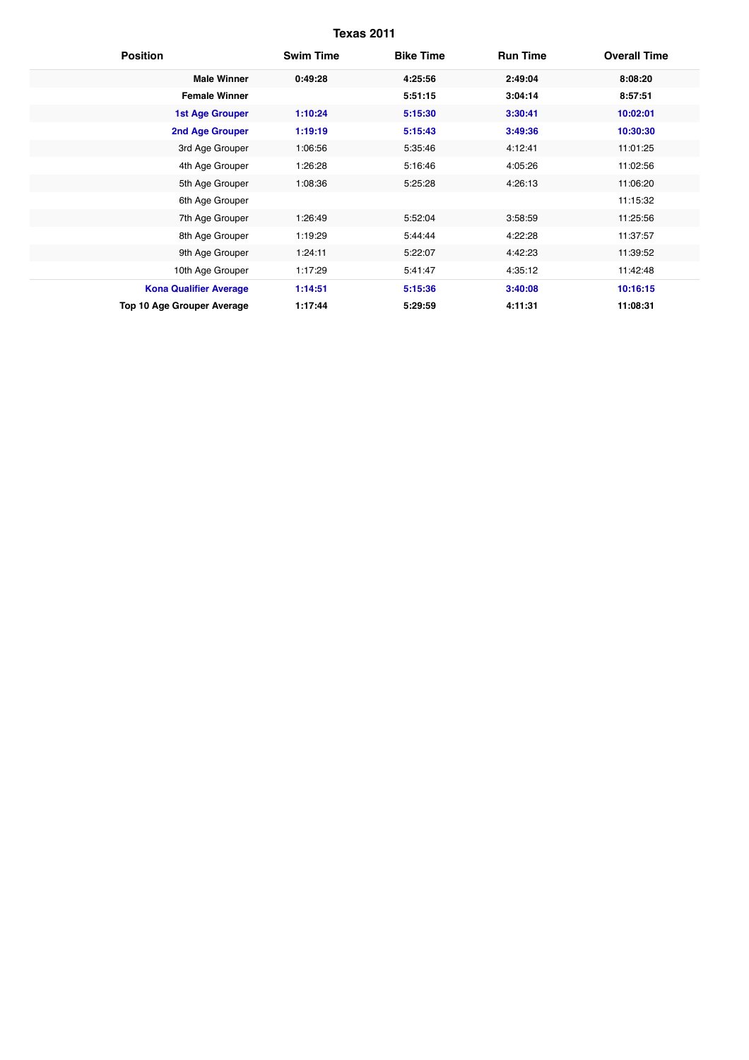## Texas 2011

| Position | Swim Time | Bike Time | Run Time | Overall Time |
|---|---|---|---|---|
| **Male Winner** | **0:49:28** | **4:25:56** | **2:49:04** | **8:08:20** |
| **Female Winner** | | **5:51:15** | **3:04:14** | **8:57:51** |
| **1st Age Grouper** | **1:10:24** | **5:15:30** | **3:30:41** | **10:02:01** |
| **2nd Age Grouper** | **1:19:19** | **5:15:43** | **3:49:36** | **10:30:30** |
| 3rd Age Grouper | 1:06:56 | 5:35:46 | 4:12:41 | 11:01:25 |
| 4th Age Grouper | 1:26:28 | 5:16:46 | 4:05:26 | 11:02:56 |
| 5th Age Grouper | 1:08:36 | 5:25:28 | 4:26:13 | 11:06:20 |
| 6th Age Grouper | | | | 11:15:32 |
| 7th Age Grouper | 1:26:49 | 5:52:04 | 3:58:59 | 11:25:56 |
| 8th Age Grouper | 1:19:29 | 5:44:44 | 4:22:28 | 11:37:57 |
| 9th Age Grouper | 1:24:11 | 5:22:07 | 4:42:23 | 11:39:52 |
| 10th Age Grouper | 1:17:29 | 5:41:47 | 4:35:12 | 11:42:48 |
| **Kona Qualifier Average** | **1:14:51** | **5:15:36** | **3:40:08** | **10:16:15** |
| **Top 10 Age Grouper Average** | **1:17:44** | **5:29:59** | **4:11:31** | **11:08:31** |